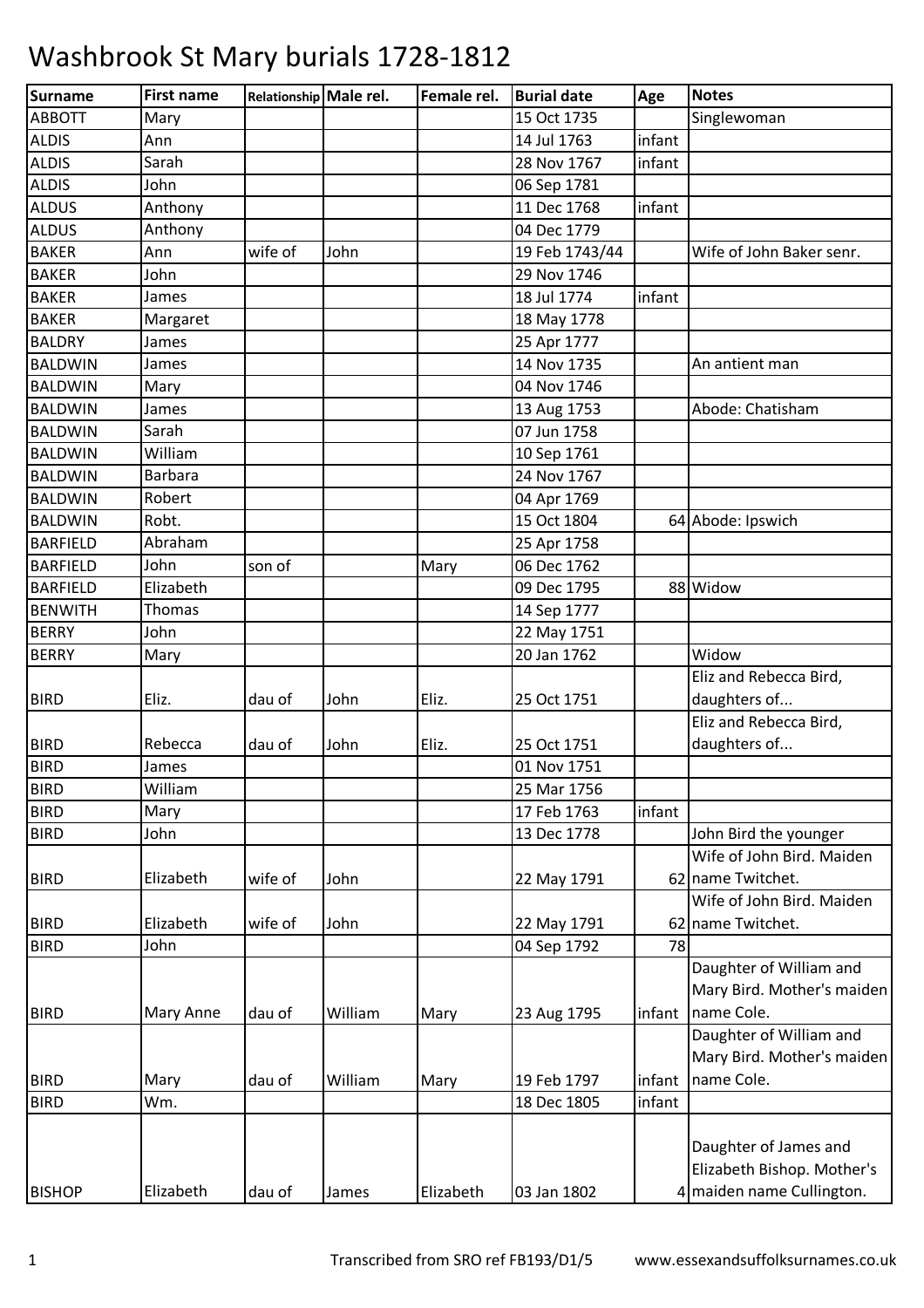# Washbrook St Mary burials 1728-1812

| Surname | First name | Relationship | Male rel. | Female rel. | Burial date | Age | Notes |
|---|---|---|---|---|---|---|---|
| ABBOTT | Mary | | | | 15 Oct 1735 | | Singlewoman |
| ALDIS | Ann | | | | 14 Jul 1763 | infant | |
| ALDIS | Sarah | | | | 28 Nov 1767 | infant | |
| ALDIS | John | | | | 06 Sep 1781 | | |
| ALDUS | Anthony | | | | 11 Dec 1768 | infant | |
| ALDUS | Anthony | | | | 04 Dec 1779 | | |
| BAKER | Ann | wife of | John | | 19 Feb 1743/44 | | Wife of John Baker senr. |
| BAKER | John | | | | 29 Nov 1746 | | |
| BAKER | James | | | | 18 Jul 1774 | infant | |
| BAKER | Margaret | | | | 18 May 1778 | | |
| BALDRY | James | | | | 25 Apr 1777 | | |
| BALDWIN | James | | | | 14 Nov 1735 | | An antient man |
| BALDWIN | Mary | | | | 04 Nov 1746 | | |
| BALDWIN | James | | | | 13 Aug 1753 | | Abode: Chatisham |
| BALDWIN | Sarah | | | | 07 Jun 1758 | | |
| BALDWIN | William | | | | 10 Sep 1761 | | |
| BALDWIN | Barbara | | | | 24 Nov 1767 | | |
| BALDWIN | Robert | | | | 04 Apr 1769 | | |
| BALDWIN | Robt. | | | | 15 Oct 1804 | 64 | Abode: Ipswich |
| BARFIELD | Abraham | | | | 25 Apr 1758 | | |
| BARFIELD | John | son of | | Mary | 06 Dec 1762 | | |
| BARFIELD | Elizabeth | | | | 09 Dec 1795 | 88 | Widow |
| BENWITH | Thomas | | | | 14 Sep 1777 | | |
| BERRY | John | | | | 22 May 1751 | | |
| BERRY | Mary | | | | 20 Jan 1762 | | Widow |
| BIRD | Eliz. | dau of | John | Eliz. | 25 Oct 1751 | | Eliz and Rebecca Bird, daughters of... |
| BIRD | Rebecca | dau of | John | Eliz. | 25 Oct 1751 | | Eliz and Rebecca Bird, daughters of... |
| BIRD | James | | | | 01 Nov 1751 | | |
| BIRD | William | | | | 25 Mar 1756 | | |
| BIRD | Mary | | | | 17 Feb 1763 | infant | |
| BIRD | John | | | | 13 Dec 1778 | | John Bird the younger |
| BIRD | Elizabeth | wife of | John | | 22 May 1791 | 62 | Wife of John Bird. Maiden name Twitchet. |
| BIRD | Elizabeth | wife of | John | | 22 May 1791 | 62 | Wife of John Bird. Maiden name Twitchet. |
| BIRD | John | | | | 04 Sep 1792 | 78 | |
| BIRD | Mary Anne | dau of | William | Mary | 23 Aug 1795 | infant | Daughter of William and Mary Bird. Mother's maiden name Cole. |
| BIRD | Mary | dau of | William | Mary | 19 Feb 1797 | infant | Daughter of William and Mary Bird. Mother's maiden name Cole. |
| BIRD | Wm. | | | | 18 Dec 1805 | infant | |
| BISHOP | Elizabeth | dau of | James | Elizabeth | 03 Jan 1802 | 4 | Daughter of James and Elizabeth Bishop. Mother's maiden name Cullington. |

Transcribed from SRO ref FB193/D1/5 www.essexandsuffolksurnames.co.uk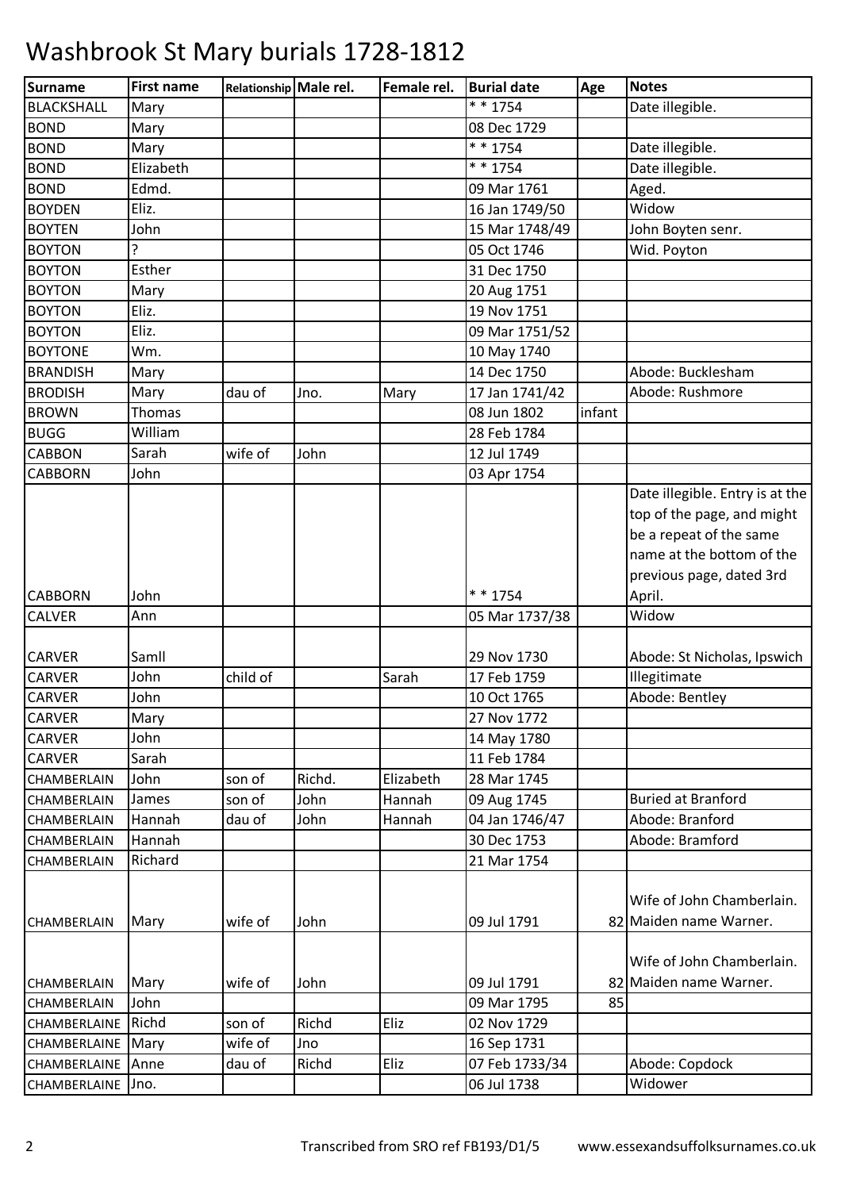# Washbrook St Mary burials 1728-1812

| Surname | First name | Relationship | Male rel. | Female rel. | Burial date | Age | Notes |
|---|---|---|---|---|---|---|---|
| BLACKSHALL | Mary | | | | * * 1754 | | Date illegible. |
| BOND | Mary | | | | 08 Dec 1729 | | |
| BOND | Mary | | | | * * 1754 | | Date illegible. |
| BOND | Elizabeth | | | | * * 1754 | | Date illegible. |
| BOND | Edmd. | | | | 09 Mar 1761 | | Aged. |
| BOYDEN | Eliz. | | | | 16 Jan 1749/50 | | Widow |
| BOYTEN | John | | | | 15 Mar 1748/49 | | John Boyten senr. |
| BOYTON | ? | | | | 05 Oct 1746 | | Wid. Poyton |
| BOYTON | Esther | | | | 31 Dec 1750 | | |
| BOYTON | Mary | | | | 20 Aug 1751 | | |
| BOYTON | Eliz. | | | | 19 Nov 1751 | | |
| BOYTON | Eliz. | | | | 09 Mar 1751/52 | | |
| BOYTONE | Wm. | | | | 10 May 1740 | | |
| BRANDISH | Mary | | | | 14 Dec 1750 | | Abode: Bucklesham |
| BRODISH | Mary | dau of | Jno. | Mary | 17 Jan 1741/42 | | Abode: Rushmore |
| BROWN | Thomas | | | | 08 Jun 1802 | infant | |
| BUGG | William | | | | 28 Feb 1784 | | |
| CABBON | Sarah | wife of | John | | 12 Jul 1749 | | |
| CABBORN | John | | | | 03 Apr 1754 | | |
| CABBORN | John | | | | * * 1754 | | Date illegible. Entry is at the top of the page, and might be a repeat of the same name at the bottom of the previous page, dated 3rd April. |
| CALVER | Ann | | | | 05 Mar 1737/38 | | Widow |
| CARVER | Samll | | | | 29 Nov 1730 | | Abode: St Nicholas, Ipswich |
| CARVER | John | child of | | Sarah | 17 Feb 1759 | | Illegitimate |
| CARVER | John | | | | 10 Oct 1765 | | Abode: Bentley |
| CARVER | Mary | | | | 27 Nov 1772 | | |
| CARVER | John | | | | 14 May 1780 | | |
| CARVER | Sarah | | | | 11 Feb 1784 | | |
| CHAMBERLAIN | John | son of | Richd. | Elizabeth | 28 Mar 1745 | | |
| CHAMBERLAIN | James | son of | John | Hannah | 09 Aug 1745 | | Buried at Branford |
| CHAMBERLAIN | Hannah | dau of | John | Hannah | 04 Jan 1746/47 | | Abode: Branford |
| CHAMBERLAIN | Hannah | | | | 30 Dec 1753 | | Abode: Bramford |
| CHAMBERLAIN | Richard | | | | 21 Mar 1754 | | |
| CHAMBERLAIN | Mary | wife of | John | | 09 Jul 1791 | 82 | Wife of John Chamberlain. Maiden name Warner. |
| CHAMBERLAIN | Mary | wife of | John | | 09 Jul 1791 | 82 | Wife of John Chamberlain. Maiden name Warner. |
| CHAMBERLAIN | John | | | | 09 Mar 1795 | 85 | |
| CHAMBERLAINE | Richd | son of | Richd | Eliz | 02 Nov 1729 | | |
| CHAMBERLAINE | Mary | wife of | Jno | | 16 Sep 1731 | | |
| CHAMBERLAINE | Anne | dau of | Richd | Eliz | 07 Feb 1733/34 | | Abode: Copdock |
| CHAMBERLAINE | Jno. | | | | 06 Jul 1738 | | Widower |

Transcribed from SRO ref FB193/D1/5 www.essexandsuffolksurnames.co.uk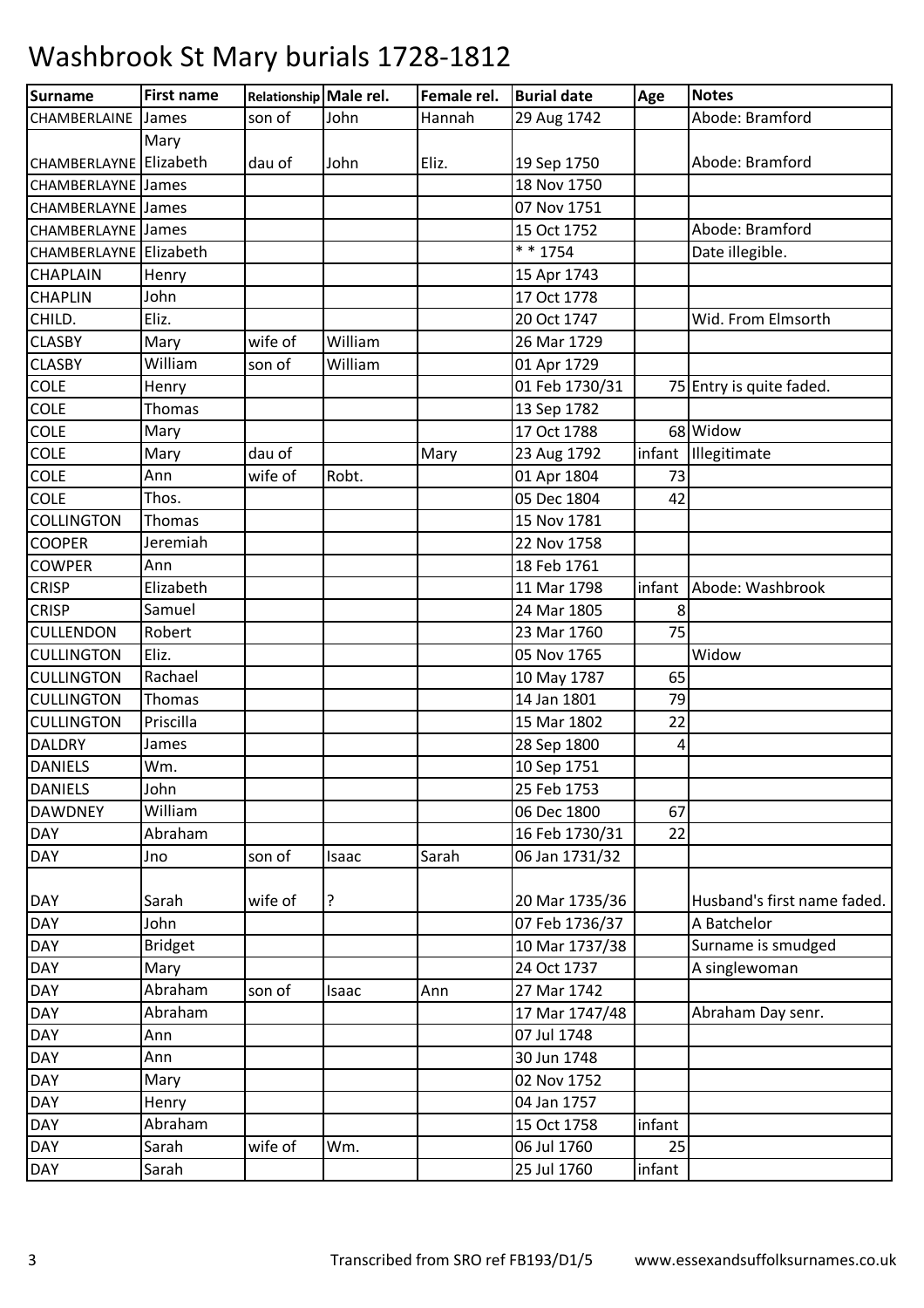# Washbrook St Mary burials 1728-1812

| Surname | First name | Relationship | Male rel. | Female rel. | Burial date | Age | Notes |
|---|---|---|---|---|---|---|---|
| CHAMBERLAINE | James | son of | John | Hannah | 29 Aug 1742 | | Abode: Bramford |
| CHAMBERLAYNE | Mary Elizabeth | dau of | John | Eliz. | 19 Sep 1750 | | Abode: Bramford |
| CHAMBERLAYNE | James | | | | 18 Nov 1750 | | |
| CHAMBERLAYNE | James | | | | 07 Nov 1751 | | |
| CHAMBERLAYNE | James | | | | 15 Oct 1752 | | Abode: Bramford |
| CHAMBERLAYNE | Elizabeth | | | | * * 1754 | | Date illegible. |
| CHAPLAIN | Henry | | | | 15 Apr 1743 | | |
| CHAPLIN | John | | | | 17 Oct 1778 | | |
| CHILD. | Eliz. | | | | 20 Oct 1747 | | Wid. From Elmsorth |
| CLASBY | Mary | wife of | William | | 26 Mar 1729 | | |
| CLASBY | William | son of | William | | 01 Apr 1729 | | |
| COLE | Henry | | | | 01 Feb 1730/31 | 75 | Entry is quite faded. |
| COLE | Thomas | | | | 13 Sep 1782 | | |
| COLE | Mary | | | | 17 Oct 1788 | 68 | Widow |
| COLE | Mary | dau of | | Mary | 23 Aug 1792 | infant | Illegitimate |
| COLE | Ann | wife of | Robt. | | 01 Apr 1804 | 73 | |
| COLE | Thos. | | | | 05 Dec 1804 | 42 | |
| COLLINGTON | Thomas | | | | 15 Nov 1781 | | |
| COOPER | Jeremiah | | | | 22 Nov 1758 | | |
| COWPER | Ann | | | | 18 Feb 1761 | | |
| CRISP | Elizabeth | | | | 11 Mar 1798 | infant | Abode: Washbrook |
| CRISP | Samuel | | | | 24 Mar 1805 | 8 | |
| CULLENDON | Robert | | | | 23 Mar 1760 | 75 | |
| CULLINGTON | Eliz. | | | | 05 Nov 1765 | | Widow |
| CULLINGTON | Rachael | | | | 10 May 1787 | 65 | |
| CULLINGTON | Thomas | | | | 14 Jan 1801 | 79 | |
| CULLINGTON | Priscilla | | | | 15 Mar 1802 | 22 | |
| DALDRY | James | | | | 28 Sep 1800 | 4 | |
| DANIELS | Wm. | | | | 10 Sep 1751 | | |
| DANIELS | John | | | | 25 Feb 1753 | | |
| DAWDNEY | William | | | | 06 Dec 1800 | 67 | |
| DAY | Abraham | | | | 16 Feb 1730/31 | 22 | |
| DAY | Jno | son of | Isaac | Sarah | 06 Jan 1731/32 | | |
| DAY | Sarah | wife of | ? | | 20 Mar 1735/36 | | Husband's first name faded. |
| DAY | John | | | | 07 Feb 1736/37 | | A Batchelor |
| DAY | Bridget | | | | 10 Mar 1737/38 | | Surname is smudged |
| DAY | Mary | | | | 24 Oct 1737 | | A singlewoman |
| DAY | Abraham | son of | Isaac | Ann | 27 Mar 1742 | | |
| DAY | Abraham | | | | 17 Mar 1747/48 | | Abraham Day senr. |
| DAY | Ann | | | | 07 Jul 1748 | | |
| DAY | Ann | | | | 30 Jun 1748 | | |
| DAY | Mary | | | | 02 Nov 1752 | | |
| DAY | Henry | | | | 04 Jan 1757 | | |
| DAY | Abraham | | | | 15 Oct 1758 | infant | |
| DAY | Sarah | wife of | Wm. | | 06 Jul 1760 | 25 | |
| DAY | Sarah | | | | 25 Jul 1760 | infant | |

Transcribed from SRO ref FB193/D1/5 www.essexandsuffolksurnames.co.uk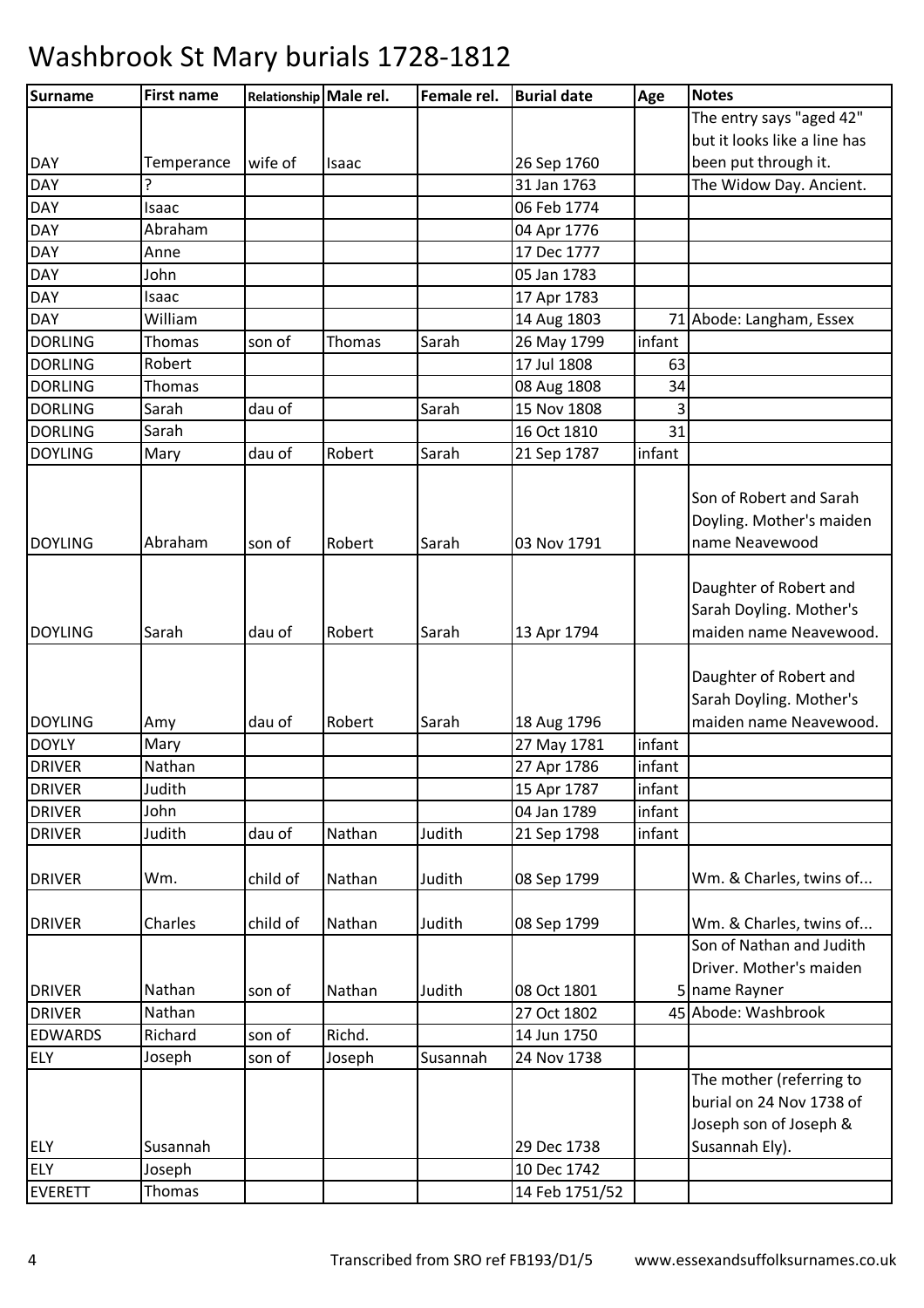# Washbrook St Mary burials 1728-1812

| Surname | First name | Relationship | Male rel. | Female rel. | Burial date | Age | Notes |
|---|---|---|---|---|---|---|---|
| DAY | Temperance | wife of | Isaac | | 26 Sep 1760 | | The entry says "aged 42" but it looks like a line has been put through it. |
| DAY | ? | | | | 31 Jan 1763 | | The Widow Day. Ancient. |
| DAY | Isaac | | | | 06 Feb 1774 | | |
| DAY | Abraham | | | | 04 Apr 1776 | | |
| DAY | Anne | | | | 17 Dec 1777 | | |
| DAY | John | | | | 05 Jan 1783 | | |
| DAY | Isaac | | | | 17 Apr 1783 | | |
| DAY | William | | | | 14 Aug 1803 | 71 | Abode: Langham, Essex |
| DORLING | Thomas | son of | Thomas | Sarah | 26 May 1799 | infant | |
| DORLING | Robert | | | | 17 Jul 1808 | 63 | |
| DORLING | Thomas | | | | 08 Aug 1808 | 34 | |
| DORLING | Sarah | dau of | | Sarah | 15 Nov 1808 | 3 | |
| DORLING | Sarah | | | | 16 Oct 1810 | 31 | |
| DOYLING | Mary | dau of | Robert | Sarah | 21 Sep 1787 | infant | |
| DOYLING | Abraham | son of | Robert | Sarah | 03 Nov 1791 | | Son of Robert and Sarah Doyling. Mother's maiden name Neavewood |
| DOYLING | Sarah | dau of | Robert | Sarah | 13 Apr 1794 | | Daughter of Robert and Sarah Doyling. Mother's maiden name Neavewood. |
| DOYLING | Amy | dau of | Robert | Sarah | 18 Aug 1796 | | Daughter of Robert and Sarah Doyling. Mother's maiden name Neavewood. |
| DOYLY | Mary | | | | 27 May 1781 | infant | |
| DRIVER | Nathan | | | | 27 Apr 1786 | infant | |
| DRIVER | Judith | | | | 15 Apr 1787 | infant | |
| DRIVER | John | | | | 04 Jan 1789 | infant | |
| DRIVER | Judith | dau of | Nathan | Judith | 21 Sep 1798 | infant | |
| DRIVER | Wm. | child of | Nathan | Judith | 08 Sep 1799 | | Wm. & Charles, twins of... |
| DRIVER | Charles | child of | Nathan | Judith | 08 Sep 1799 | | Wm. & Charles, twins of... |
| DRIVER | Nathan | son of | Nathan | Judith | 08 Oct 1801 | 5 | Son of Nathan and Judith Driver. Mother's maiden name Rayner |
| DRIVER | Nathan | | | | 27 Oct 1802 | 45 | Abode: Washbrook |
| EDWARDS | Richard | son of | Richd. | | 14 Jun 1750 | | |
| ELY | Joseph | son of | Joseph | Susannah | 24 Nov 1738 | | |
| ELY | Susannah | | | | 29 Dec 1738 | | The mother (referring to burial on 24 Nov 1738 of Joseph son of Joseph & Susannah Ely). |
| ELY | Joseph | | | | 10 Dec 1742 | | |
| EVERETT | Thomas | | | | 14 Feb 1751/52 | | |

Transcribed from SRO ref FB193/D1/5 www.essexandsuffolksurnames.co.uk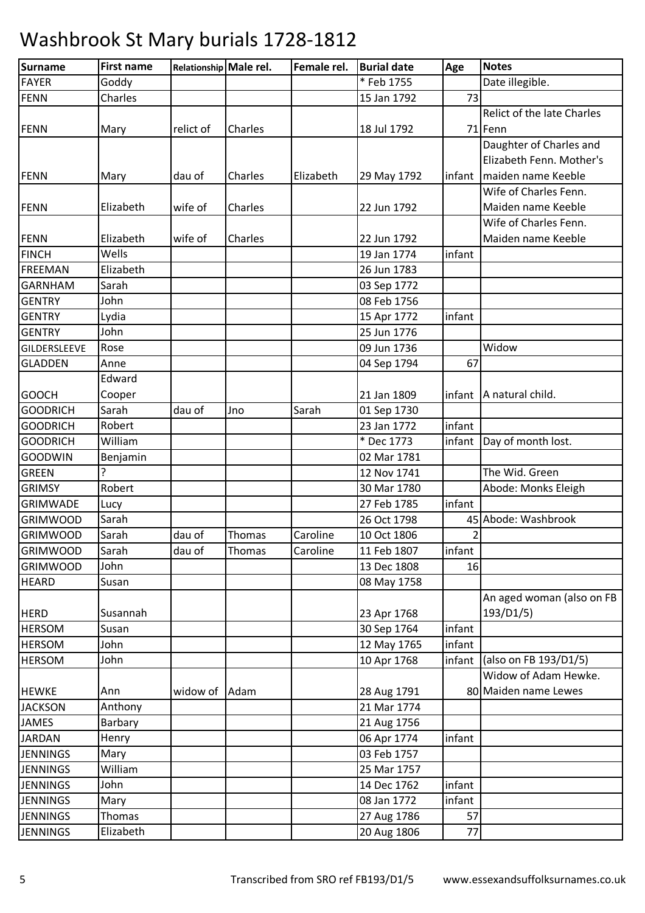# Washbrook St Mary burials 1728-1812

| Surname | First name | Relationship | Male rel. | Female rel. | Burial date | Age | Notes |
|---|---|---|---|---|---|---|---|
| FAYER | Goddy | | | | * Feb 1755 | | Date illegible. |
| FENN | Charles | | | | 15 Jan 1792 | 73 | |
| FENN | Mary | relict of | Charles | | 18 Jul 1792 | 71 | Relict of the late Charles Fenn |
| FENN | Mary | dau of | Charles | Elizabeth | 29 May 1792 | infant | Daughter of Charles and Elizabeth Fenn. Mother's maiden name Keeble |
| FENN | Elizabeth | wife of | Charles | | 22 Jun 1792 | | Wife of Charles Fenn. Maiden name Keeble |
| FENN | Elizabeth | wife of | Charles | | 22 Jun 1792 | | Wife of Charles Fenn. Maiden name Keeble |
| FINCH | Wells | | | | 19 Jan 1774 | infant | |
| FREEMAN | Elizabeth | | | | 26 Jun 1783 | | |
| GARNHAM | Sarah | | | | 03 Sep 1772 | | |
| GENTRY | John | | | | 08 Feb 1756 | | |
| GENTRY | Lydia | | | | 15 Apr 1772 | infant | |
| GENTRY | John | | | | 25 Jun 1776 | | |
| GILDERSLEEVE | Rose | | | | 09 Jun 1736 | | Widow |
| GLADDEN | Anne | | | | 04 Sep 1794 | 67 | |
| GOOCH | Edward Cooper | | | | 21 Jan 1809 | infant | A natural child. |
| GOODRICH | Sarah | dau of | Jno | Sarah | 01 Sep 1730 | | |
| GOODRICH | Robert | | | | 23 Jan 1772 | infant | |
| GOODRICH | William | | | | * Dec 1773 | infant | Day of month lost. |
| GOODWIN | Benjamin | | | | 02 Mar 1781 | | |
| GREEN | ? | | | | 12 Nov 1741 | | The Wid. Green |
| GRIMSY | Robert | | | | 30 Mar 1780 | | Abode: Monks Eleigh |
| GRIMWADE | Lucy | | | | 27 Feb 1785 | infant | |
| GRIMWOOD | Sarah | | | | 26 Oct 1798 | 45 | Abode: Washbrook |
| GRIMWOOD | Sarah | dau of | Thomas | Caroline | 10 Oct 1806 | 2 | |
| GRIMWOOD | Sarah | dau of | Thomas | Caroline | 11 Feb 1807 | infant | |
| GRIMWOOD | John | | | | 13 Dec 1808 | 16 | |
| HEARD | Susan | | | | 08 May 1758 | | |
| HERD | Susannah | | | | 23 Apr 1768 | | An aged woman (also on FB 193/D1/5) |
| HERSOM | Susan | | | | 30 Sep 1764 | infant | |
| HERSOM | John | | | | 12 May 1765 | infant | |
| HERSOM | John | | | | 10 Apr 1768 | infant | (also on FB 193/D1/5) |
| HEWKE | Ann | widow of | Adam | | 28 Aug 1791 | 80 | Widow of Adam Hewke. Maiden name Lewes |
| JACKSON | Anthony | | | | 21 Mar 1774 | | |
| JAMES | Barbary | | | | 21 Aug 1756 | | |
| JARDAN | Henry | | | | 06 Apr 1774 | infant | |
| JENNINGS | Mary | | | | 03 Feb 1757 | | |
| JENNINGS | William | | | | 25 Mar 1757 | | |
| JENNINGS | John | | | | 14 Dec 1762 | infant | |
| JENNINGS | Mary | | | | 08 Jan 1772 | infant | |
| JENNINGS | Thomas | | | | 27 Aug 1786 | 57 | |
| JENNINGS | Elizabeth | | | | 20 Aug 1806 | 77 | |

Transcribed from SRO ref FB193/D1/5 www.essexandsuffolksurnames.co.uk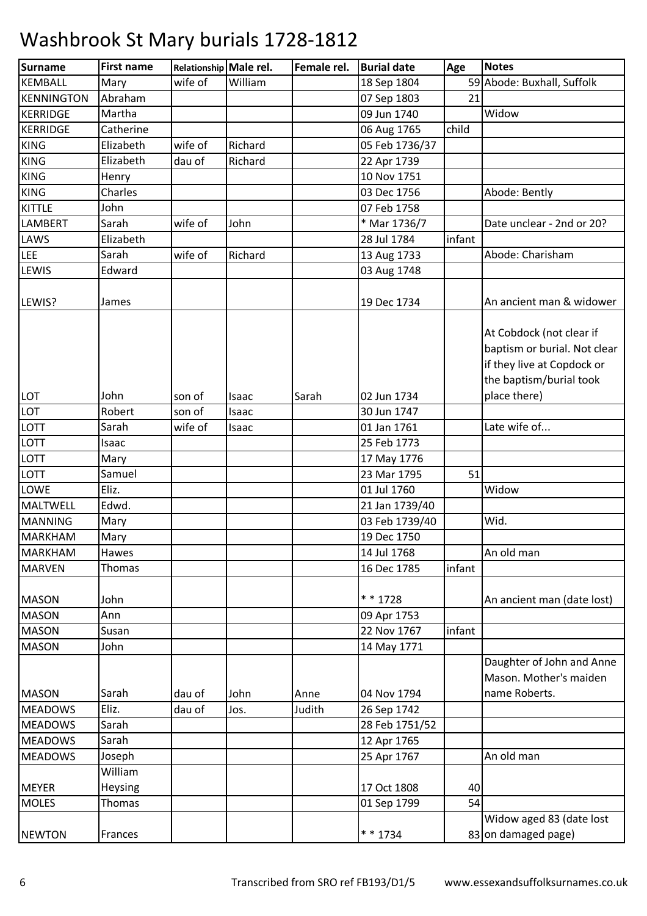# Washbrook St Mary burials 1728-1812

| Surname | First name | Relationship | Male rel. | Female rel. | Burial date | Age | Notes |
|---|---|---|---|---|---|---|---|
| KEMBALL | Mary | wife of | William | | 18 Sep 1804 | 59 | Abode: Buxhall, Suffolk |
| KENNINGTON | Abraham | | | | 07 Sep 1803 | 21 | |
| KERRIDGE | Martha | | | | 09 Jun 1740 | | Widow |
| KERRIDGE | Catherine | | | | 06 Aug 1765 | child | |
| KING | Elizabeth | wife of | Richard | | 05 Feb 1736/37 | | |
| KING | Elizabeth | dau of | Richard | | 22 Apr 1739 | | |
| KING | Henry | | | | 10 Nov 1751 | | |
| KING | Charles | | | | 03 Dec 1756 | | Abode: Bently |
| KITTLE | John | | | | 07 Feb 1758 | | |
| LAMBERT | Sarah | wife of | John | | * Mar 1736/7 | | Date unclear - 2nd or 20? |
| LAWS | Elizabeth | | | | 28 Jul 1784 | infant | |
| LEE | Sarah | wife of | Richard | | 13 Aug 1733 | | Abode: Charisham |
| LEWIS | Edward | | | | 03 Aug 1748 | | |
| LEWIS? | James | | | | 19 Dec 1734 | | An ancient man & widower |
| LOT | John | son of | Isaac | Sarah | 02 Jun 1734 | | At Cobdock (not clear if baptism or burial. Not clear if they live at Copdock or the baptism/burial took place there) |
| LOT | Robert | son of | Isaac | | 30 Jun 1747 | | |
| LOTT | Sarah | wife of | Isaac | | 01 Jan 1761 | | Late wife of... |
| LOTT | Isaac | | | | 25 Feb 1773 | | |
| LOTT | Mary | | | | 17 May 1776 | | |
| LOTT | Samuel | | | | 23 Mar 1795 | 51 | |
| LOWE | Eliz. | | | | 01 Jul 1760 | | Widow |
| MALTWELL | Edwd. | | | | 21 Jan 1739/40 | | |
| MANNING | Mary | | | | 03 Feb 1739/40 | | Wid. |
| MARKHAM | Mary | | | | 19 Dec 1750 | | |
| MARKHAM | Hawes | | | | 14 Jul 1768 | | An old man |
| MARVEN | Thomas | | | | 16 Dec 1785 | infant | |
| MASON | John | | | | * * 1728 | | An ancient man (date lost) |
| MASON | Ann | | | | 09 Apr 1753 | | |
| MASON | Susan | | | | 22 Nov 1767 | infant | |
| MASON | John | | | | 14 May 1771 | | |
| MASON | Sarah | dau of | John | Anne | 04 Nov 1794 | | Daughter of John and Anne Mason. Mother's maiden name Roberts. |
| MEADOWS | Eliz. | dau of | Jos. | Judith | 26 Sep 1742 | | |
| MEADOWS | Sarah | | | | 28 Feb 1751/52 | | |
| MEADOWS | Sarah | | | | 12 Apr 1765 | | |
| MEADOWS | Joseph | | | | 25 Apr 1767 | | An old man |
| MEYER | William Heysing | | | | 17 Oct 1808 | 40 | |
| MOLES | Thomas | | | | 01 Sep 1799 | 54 | |
| NEWTON | Frances | | | | * * 1734 | 83 | Widow aged 83 (date lost on damaged page) |

Transcribed from SRO ref FB193/D1/5 www.essexandsuffolksurnames.co.uk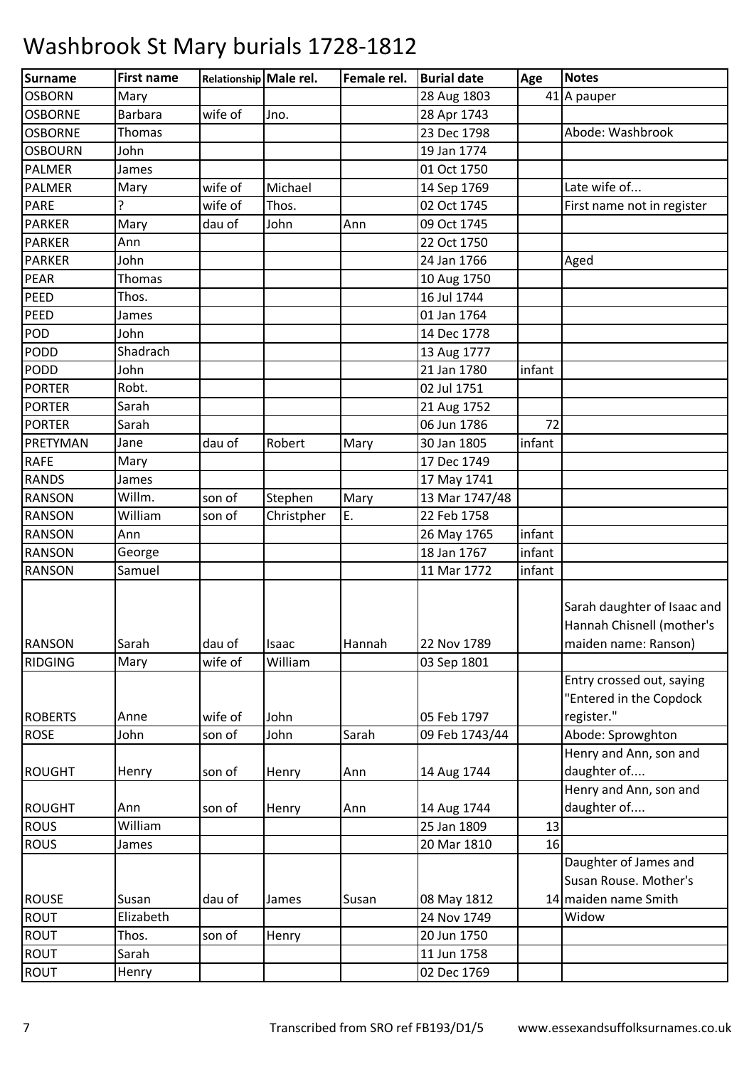# Washbrook St Mary burials 1728-1812

| Surname | First name | Relationship | Male rel. | Female rel. | Burial date | Age | Notes |
|---|---|---|---|---|---|---|---|
| OSBORN | Mary | | | | 28 Aug 1803 | 41 | A pauper |
| OSBORNE | Barbara | wife of | Jno. | | 28 Apr 1743 | | |
| OSBORNE | Thomas | | | | 23 Dec 1798 | | Abode: Washbrook |
| OSBOURN | John | | | | 19 Jan 1774 | | |
| PALMER | James | | | | 01 Oct 1750 | | |
| PALMER | Mary | wife of | Michael | | 14 Sep 1769 | | Late wife of... |
| PARE | ? | wife of | Thos. | | 02 Oct 1745 | | First name not in register |
| PARKER | Mary | dau of | John | Ann | 09 Oct 1745 | | |
| PARKER | Ann | | | | 22 Oct 1750 | | |
| PARKER | John | | | | 24 Jan 1766 | | Aged |
| PEAR | Thomas | | | | 10 Aug 1750 | | |
| PEED | Thos. | | | | 16 Jul 1744 | | |
| PEED | James | | | | 01 Jan 1764 | | |
| POD | John | | | | 14 Dec 1778 | | |
| PODD | Shadrach | | | | 13 Aug 1777 | | |
| PODD | John | | | | 21 Jan 1780 | infant | |
| PORTER | Robt. | | | | 02 Jul 1751 | | |
| PORTER | Sarah | | | | 21 Aug 1752 | | |
| PORTER | Sarah | | | | 06 Jun 1786 | 72 | |
| PRETYMAN | Jane | dau of | Robert | Mary | 30 Jan 1805 | infant | |
| RAFE | Mary | | | | 17 Dec 1749 | | |
| RANDS | James | | | | 17 May 1741 | | |
| RANSON | Willm. | son of | Stephen | Mary | 13 Mar 1747/48 | | |
| RANSON | William | son of | Christpher | E. | 22 Feb 1758 | | |
| RANSON | Ann | | | | 26 May 1765 | infant | |
| RANSON | George | | | | 18 Jan 1767 | infant | |
| RANSON | Samuel | | | | 11 Mar 1772 | infant | |
| RANSON | Sarah | dau of | Isaac | Hannah | 22 Nov 1789 | | Sarah daughter of Isaac and Hannah Chisnell (mother's maiden name: Ranson) |
| RIDGING | Mary | wife of | William | | 03 Sep 1801 | | |
| ROBERTS | Anne | wife of | John | | 05 Feb 1797 | | Entry crossed out, saying "Entered in the Copdock register." |
| ROSE | John | son of | John | Sarah | 09 Feb 1743/44 | | Abode: Sprowghton |
| ROUGHT | Henry | son of | Henry | Ann | 14 Aug 1744 | | Henry and Ann, son and daughter of.... |
| ROUGHT | Ann | son of | Henry | Ann | 14 Aug 1744 | | Henry and Ann, son and daughter of.... |
| ROUS | William | | | | 25 Jan 1809 | 13 | |
| ROUS | James | | | | 20 Mar 1810 | 16 | |
| ROUSE | Susan | dau of | James | Susan | 08 May 1812 | 14 | Daughter of James and Susan Rouse. Mother's maiden name Smith |
| ROUT | Elizabeth | | | | 24 Nov 1749 | | Widow |
| ROUT | Thos. | son of | Henry | | 20 Jun 1750 | | |
| ROUT | Sarah | | | | 11 Jun 1758 | | |
| ROUT | Henry | | | | 02 Dec 1769 | | |

Transcribed from SRO ref FB193/D1/5 www.essexandsuffolksurnames.co.uk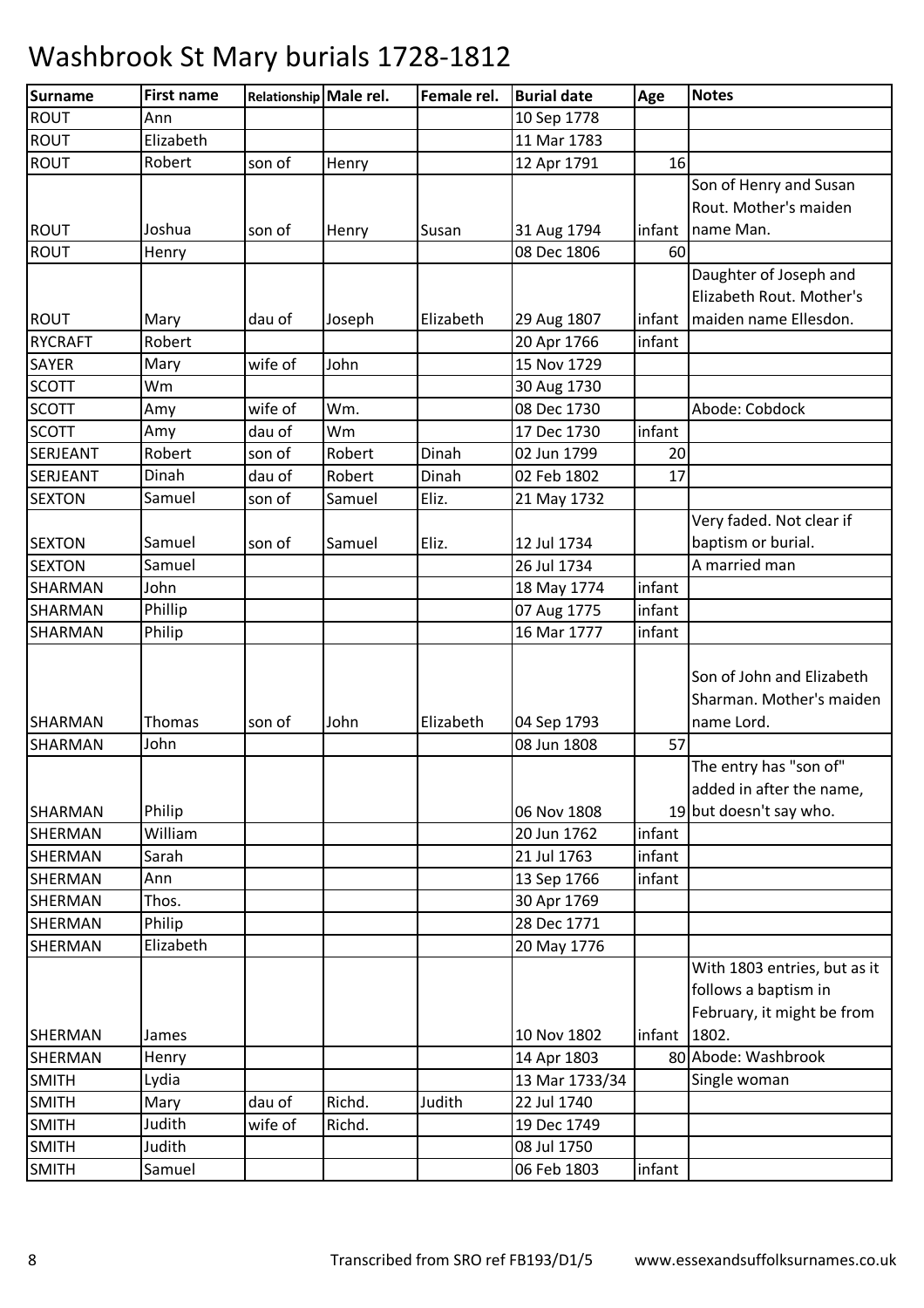# Washbrook St Mary burials 1728-1812

| Surname | First name | Relationship | Male rel. | Female rel. | Burial date | Age | Notes |
|---|---|---|---|---|---|---|---|
| ROUT | Ann | | | | 10 Sep 1778 | | |
| ROUT | Elizabeth | | | | 11 Mar 1783 | | |
| ROUT | Robert | son of | Henry | | 12 Apr 1791 | 16 | |
| ROUT | Joshua | son of | Henry | Susan | 31 Aug 1794 | infant | Son of Henry and Susan Rout. Mother's maiden name Man. |
| ROUT | Henry | | | | 08 Dec 1806 | 60 | |
| ROUT | Mary | dau of | Joseph | Elizabeth | 29 Aug 1807 | infant | Daughter of Joseph and Elizabeth Rout. Mother's maiden name Ellesdon. |
| RYCRAFT | Robert | | | | 20 Apr 1766 | infant | |
| SAYER | Mary | wife of | John | | 15 Nov 1729 | | |
| SCOTT | Wm | | | | 30 Aug 1730 | | |
| SCOTT | Amy | wife of | Wm. | | 08 Dec 1730 | | Abode: Cobdock |
| SCOTT | Amy | dau of | Wm | | 17 Dec 1730 | infant | |
| SERJEANT | Robert | son of | Robert | Dinah | 02 Jun 1799 | 20 | |
| SERJEANT | Dinah | dau of | Robert | Dinah | 02 Feb 1802 | 17 | |
| SEXTON | Samuel | son of | Samuel | Eliz. | 21 May 1732 | | |
| SEXTON | Samuel | son of | Samuel | Eliz. | 12 Jul 1734 | | Very faded. Not clear if baptism or burial. |
| SEXTON | Samuel | | | | 26 Jul 1734 | | A married man |
| SHARMAN | John | | | | 18 May 1774 | infant | |
| SHARMAN | Phillip | | | | 07 Aug 1775 | infant | |
| SHARMAN | Philip | | | | 16 Mar 1777 | infant | |
| SHARMAN | Thomas | son of | John | Elizabeth | 04 Sep 1793 | | Son of John and Elizabeth Sharman. Mother's maiden name Lord. |
| SHARMAN | John | | | | 08 Jun 1808 | 57 | |
| SHARMAN | Philip | | | | 06 Nov 1808 | 19 | The entry has "son of" added in after the name, but doesn't say who. |
| SHERMAN | William | | | | 20 Jun 1762 | infant | |
| SHERMAN | Sarah | | | | 21 Jul 1763 | infant | |
| SHERMAN | Ann | | | | 13 Sep 1766 | infant | |
| SHERMAN | Thos. | | | | 30 Apr 1769 | | |
| SHERMAN | Philip | | | | 28 Dec 1771 | | |
| SHERMAN | Elizabeth | | | | 20 May 1776 | | |
| SHERMAN | James | | | | 10 Nov 1802 | infant | With 1803 entries, but as it follows a baptism in February, it might be from 1802. |
| SHERMAN | Henry | | | | 14 Apr 1803 | 80 | Abode: Washbrook |
| SMITH | Lydia | | | | 13 Mar 1733/34 | | Single woman |
| SMITH | Mary | dau of | Richd. | Judith | 22 Jul 1740 | | |
| SMITH | Judith | wife of | Richd. | | 19 Dec 1749 | | |
| SMITH | Judith | | | | 08 Jul 1750 | | |
| SMITH | Samuel | | | | 06 Feb 1803 | infant | |

Transcribed from SRO ref FB193/D1/5 www.essexandsuffolksurnames.co.uk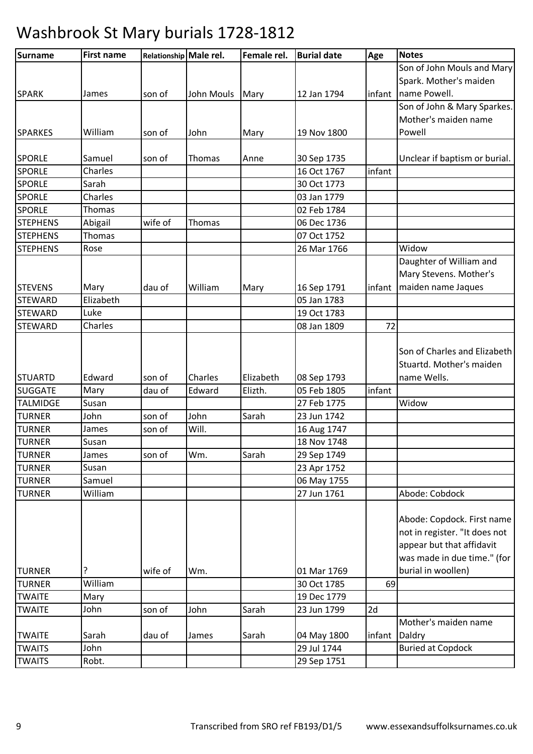# Washbrook St Mary burials 1728-1812

| Surname | First name | Relationship | Male rel. | Female rel. | Burial date | Age | Notes |
|---|---|---|---|---|---|---|---|
| SPARK | James | son of | John Mouls | Mary | 12 Jan 1794 | infant | Son of John Mouls and Mary Spark. Mother's maiden name Powell. |
| SPARKES | William | son of | John | Mary | 19 Nov 1800 | | Son of John & Mary Sparkes. Mother's maiden name Powell |
| SPORLE | Samuel | son of | Thomas | Anne | 30 Sep 1735 | | Unclear if baptism or burial. |
| SPORLE | Charles | | | | 16 Oct 1767 | infant | |
| SPORLE | Sarah | | | | 30 Oct 1773 | | |
| SPORLE | Charles | | | | 03 Jan 1779 | | |
| SPORLE | Thomas | | | | 02 Feb 1784 | | |
| STEPHENS | Abigail | wife of | Thomas | | 06 Dec 1736 | | |
| STEPHENS | Thomas | | | | 07 Oct 1752 | | |
| STEPHENS | Rose | | | | 26 Mar 1766 | | Widow |
| STEVENS | Mary | dau of | William | Mary | 16 Sep 1791 | infant | Daughter of William and Mary Stevens. Mother's maiden name Jaques |
| STEWARD | Elizabeth | | | | 05 Jan 1783 | | |
| STEWARD | Luke | | | | 19 Oct 1783 | | |
| STEWARD | Charles | | | | 08 Jan 1809 | 72 | |
| STUARTD | Edward | son of | Charles | Elizabeth | 08 Sep 1793 | | Son of Charles and Elizabeth Stuartd. Mother's maiden name Wells. |
| SUGGATE | Mary | dau of | Edward | Elizth. | 05 Feb 1805 | infant | |
| TALMIDGE | Susan | | | | 27 Feb 1775 | | Widow |
| TURNER | John | son of | John | Sarah | 23 Jun 1742 | | |
| TURNER | James | son of | Will. | | 16 Aug 1747 | | |
| TURNER | Susan | | | | 18 Nov 1748 | | |
| TURNER | James | son of | Wm. | Sarah | 29 Sep 1749 | | |
| TURNER | Susan | | | | 23 Apr 1752 | | |
| TURNER | Samuel | | | | 06 May 1755 | | |
| TURNER | William | | | | 27 Jun 1761 | | Abode: Cobdock |
| TURNER | ? | wife of | Wm. | | 01 Mar 1769 | | Abode: Copdock. First name not in register. "It does not appear but that affidavit was made in due time." (for burial in woollen) |
| TURNER | William | | | | 30 Oct 1785 | 69 | |
| TWAITE | Mary | | | | 19 Dec 1779 | | |
| TWAITE | John | son of | John | Sarah | 23 Jun 1799 | 2d | |
| TWAITE | Sarah | dau of | James | Sarah | 04 May 1800 | infant | Mother's maiden name Daldry |
| TWAITS | John | | | | 29 Jul 1744 | | Buried at Copdock |
| TWAITS | Robt. | | | | 29 Sep 1751 | | |

Transcribed from SRO ref FB193/D1/5 www.essexandsuffolksurnames.co.uk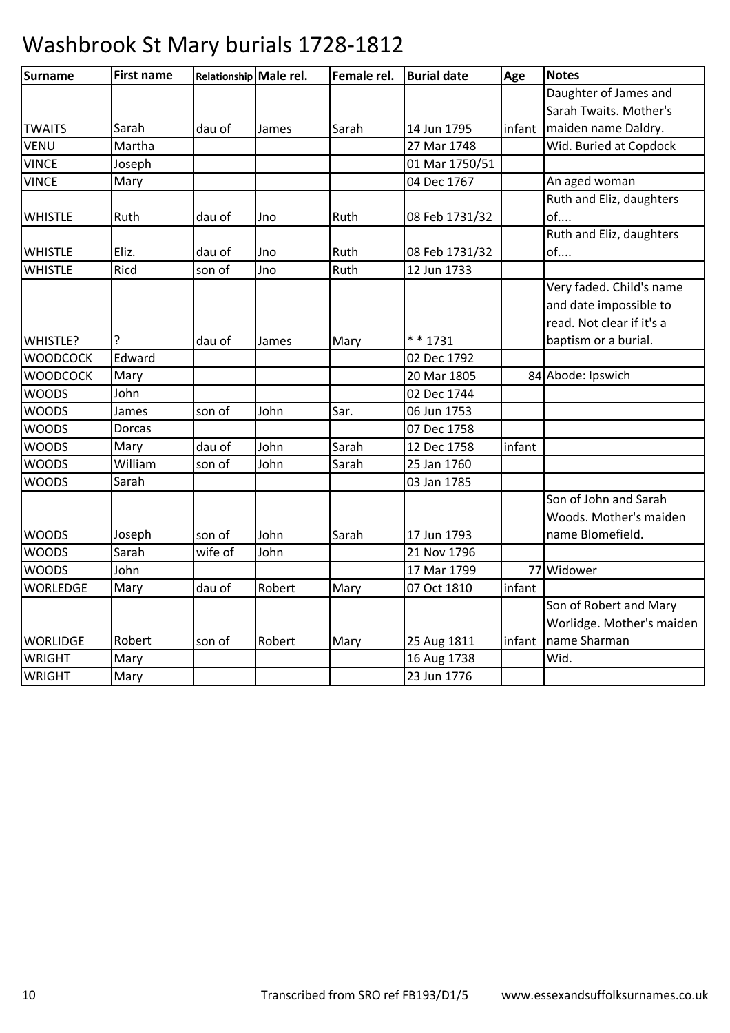# Washbrook St Mary burials 1728-1812

| Surname | First name | Relationship | Male rel. | Female rel. | Burial date | Age | Notes |
|---|---|---|---|---|---|---|---|
| TWAITS | Sarah | dau of | James | Sarah | 14 Jun 1795 | infant | Daughter of James and Sarah Twaits. Mother's maiden name Daldry. |
| VENU | Martha | | | | 27 Mar 1748 | | Wid. Buried at Copdock |
| VINCE | Joseph | | | | 01 Mar 1750/51 | | |
| VINCE | Mary | | | | 04 Dec 1767 | | An aged woman |
| WHISTLE | Ruth | dau of | Jno | Ruth | 08 Feb 1731/32 | | Ruth and Eliz, daughters of.... |
| WHISTLE | Eliz. | dau of | Jno | Ruth | 08 Feb 1731/32 | | Ruth and Eliz, daughters of.... |
| WHISTLE | Ricd | son of | Jno | Ruth | 12 Jun 1733 | | |
| WHISTLE? | ? | dau of | James | Mary | * * 1731 | | Very faded. Child's name and date impossible to read. Not clear if it's a baptism or a burial. |
| WOODCOCK | Edward | | | | 02 Dec 1792 | | |
| WOODCOCK | Mary | | | | 20 Mar 1805 | 84 | Abode: Ipswich |
| WOODS | John | | | | 02 Dec 1744 | | |
| WOODS | James | son of | John | Sar. | 06 Jun 1753 | | |
| WOODS | Dorcas | | | | 07 Dec 1758 | | |
| WOODS | Mary | dau of | John | Sarah | 12 Dec 1758 | infant | |
| WOODS | William | son of | John | Sarah | 25 Jan 1760 | | |
| WOODS | Sarah | | | | 03 Jan 1785 | | |
| WOODS | Joseph | son of | John | Sarah | 17 Jun 1793 | | Son of John and Sarah Woods. Mother's maiden name Blomefield. |
| WOODS | Sarah | wife of | John | | 21 Nov 1796 | | |
| WOODS | John | | | | 17 Mar 1799 | 77 | Widower |
| WORLEDGE | Mary | dau of | Robert | Mary | 07 Oct 1810 | infant | |
| WORLIDGE | Robert | son of | Robert | Mary | 25 Aug 1811 | infant | Son of Robert and Mary Worlidge. Mother's maiden name Sharman |
| WRIGHT | Mary | | | | 16 Aug 1738 | | Wid. |
| WRIGHT | Mary | | | | 23 Jun 1776 | | |

Transcribed from SRO ref FB193/D1/5 www.essexandsuffolksurnames.co.uk